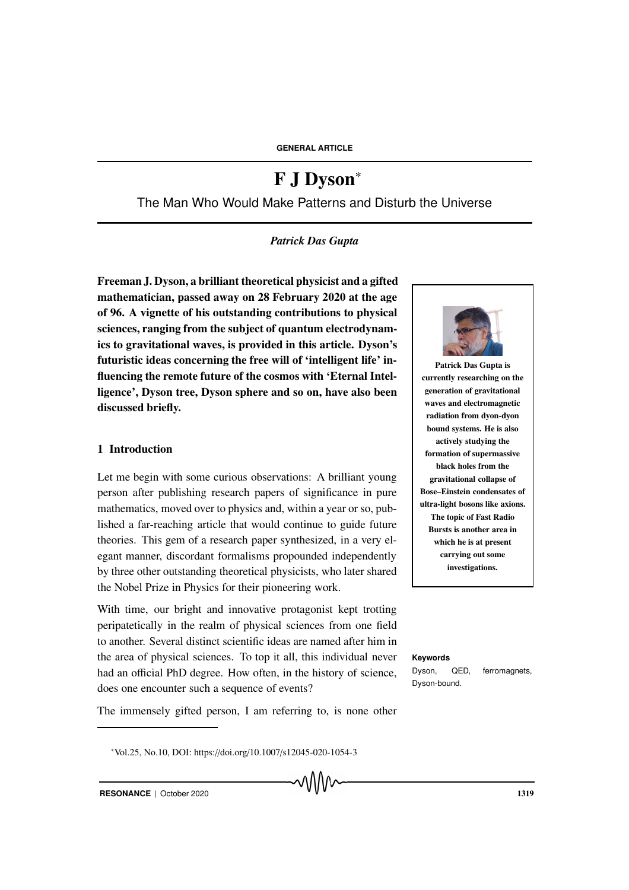GENERAL ARTICLE

# F J Dyson*

## The Man Who Would Make Patterns and Disturb the Universe

*Patrick Das Gupta*

**Freeman J. Dyson, a brilliant theoretical physicist and a gifted mathematician, passed away on 28 February 2020 at the age of 96. A vignette of his outstanding contributions to physical sciences, ranging from the subject of quantum electrodynamics to gravitational waves, is provided in this article. Dyson's futuristic ideas concerning the free will of 'intelligent life' influencing the remote future of the cosmos with 'Eternal Intelligence', Dyson tree, Dyson sphere and so on, have also been discussed briefly.**

**Patrick Das Gupta is currently researching on the generation of gravitational waves and electromagnetic radiation from dyon-dyon bound systems. He is also actively studying the formation of supermassive black holes from the gravitational collapse of Bose–Einstein condensates of ultra-light bosons like axions. The topic of Fast Radio Bursts is another area in which he is at present carrying out some investigations.**

**Keywords**

Dyson, QED, ferromagnets, Dyson-bound.

### 1 Introduction

Let me begin with some curious observations: A brilliant young person after publishing research papers of significance in pure mathematics, moved over to physics and, within a year or so, published a far-reaching article that would continue to guide future theories. This gem of a research paper synthesized, in a very elegant manner, discordant formalisms propounded independently by three other outstanding theoretical physicists, who later shared the Nobel Prize in Physics for their pioneering work.

With time, our bright and innovative protagonist kept trotting peripatetically in the realm of physical sciences from one field to another. Several distinct scientific ideas are named after him in the area of physical sciences. To top it all, this individual never had an official PhD degree. How often, in the history of science, does one encounter such a sequence of events?

The immensely gifted person, I am referring to, is none other

*Vol.25, No.10, DOI: https://doi.org/10.1007/s12045-020-1054-3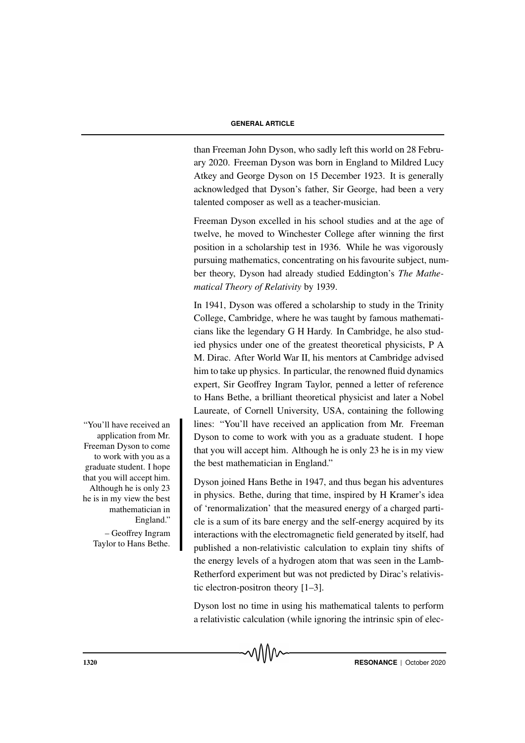than Freeman John Dyson, who sadly left this world on 28 February 2020. Freeman Dyson was born in England to Mildred Lucy Atkey and George Dyson on 15 December 1923. It is generally acknowledged that Dyson's father, Sir George, had been a very talented composer as well as a teacher-musician.

Freeman Dyson excelled in his school studies and at the age of twelve, he moved to Winchester College after winning the first position in a scholarship test in 1936. While he was vigorously pursuing mathematics, concentrating on his favourite subject, number theory, Dyson had already studied Eddington's *The Mathematical Theory of Relativity* by 1939.

In 1941, Dyson was offered a scholarship to study in the Trinity College, Cambridge, where he was taught by famous mathematicians like the legendary G H Hardy. In Cambridge, he also studied physics under one of the greatest theoretical physicists, P A M. Dirac. After World War II, his mentors at Cambridge advised him to take up physics. In particular, the renowned fluid dynamics expert, Sir Geoffrey Ingram Taylor, penned a letter of reference to Hans Bethe, a brilliant theoretical physicist and later a Nobel Laureate, of Cornell University, USA, containing the following lines: "You'll have received an application from Mr. Freeman Dyson to come to work with you as a graduate student. I hope that you will accept him. Although he is only 23 he is in my view the best mathematician in England."

> "You'll have received an application from Mr. Freeman Dyson to come to work with you as a graduate student. I hope that you will accept him. Although he is only 23 he is in my view the best mathematician in England."
> – Geoffrey Ingram Taylor to Hans Bethe.

Dyson joined Hans Bethe in 1947, and thus began his adventures in physics. Bethe, during that time, inspired by H Kramer's idea of 'renormalization' that the measured energy of a charged particle is a sum of its bare energy and the self-energy acquired by its interactions with the electromagnetic field generated by itself, had published a non-relativistic calculation to explain tiny shifts of the energy levels of a hydrogen atom that was seen in the Lamb-Retherford experiment but was not predicted by Dirac's relativistic electron-positron theory [1–3].

Dyson lost no time in using his mathematical talents to perform a relativistic calculation (while ignoring the intrinsic spin of elec-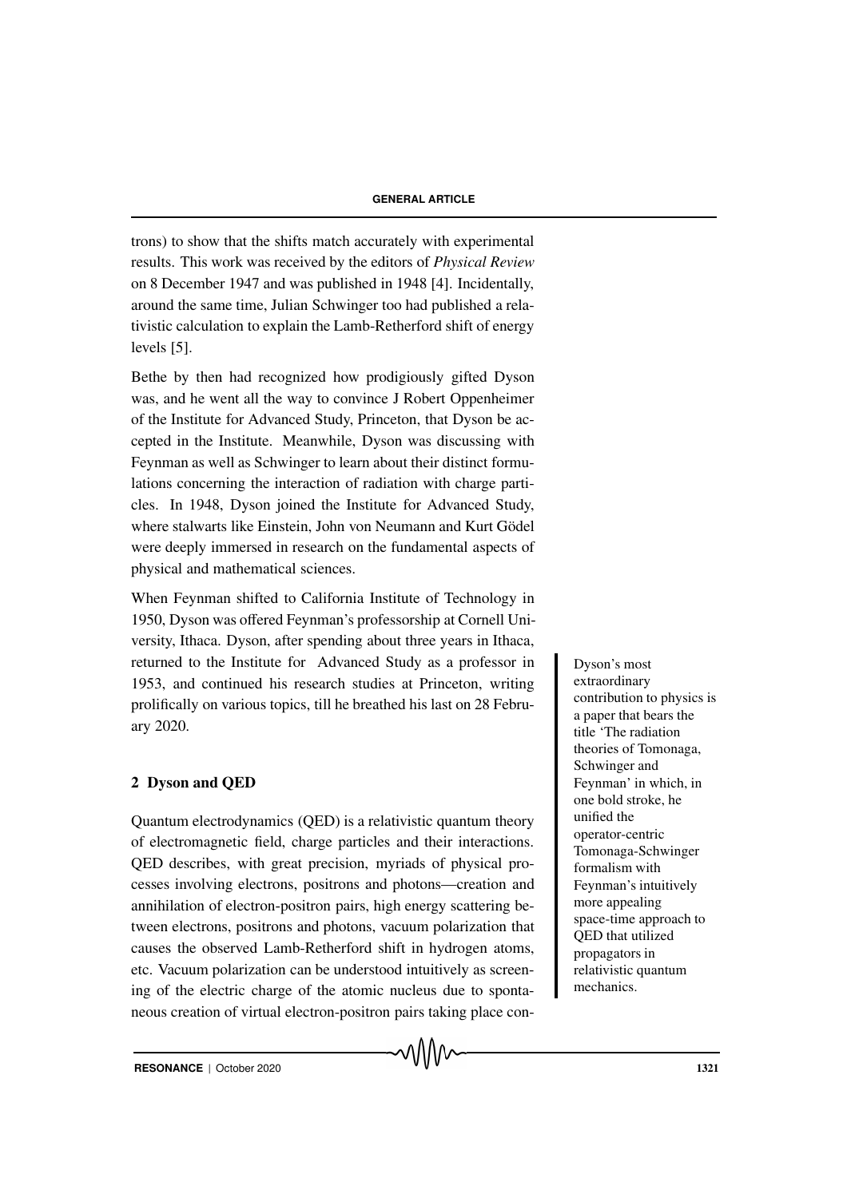trons) to show that the shifts match accurately with experimental results. This work was received by the editors of *Physical Review* on 8 December 1947 and was published in 1948 [4]. Incidentally, around the same time, Julian Schwinger too had published a relativistic calculation to explain the Lamb-Retherford shift of energy levels [5].

Bethe by then had recognized how prodigiously gifted Dyson was, and he went all the way to convince J Robert Oppenheimer of the Institute for Advanced Study, Princeton, that Dyson be accepted in the Institute. Meanwhile, Dyson was discussing with Feynman as well as Schwinger to learn about their distinct formulations concerning the interaction of radiation with charge particles. In 1948, Dyson joined the Institute for Advanced Study, where stalwarts like Einstein, John von Neumann and Kurt Gödel were deeply immersed in research on the fundamental aspects of physical and mathematical sciences.

When Feynman shifted to California Institute of Technology in 1950, Dyson was offered Feynman's professorship at Cornell University, Ithaca. Dyson, after spending about three years in Ithaca, returned to the Institute for Advanced Study as a professor in 1953, and continued his research studies at Princeton, writing prolifically on various topics, till he breathed his last on 28 February 2020.

## 2 Dyson and QED

Dyson's most extraordinary contribution to physics is a paper that bears the title 'The radiation theories of Tomonaga, Schwinger and Feynman' in which, in one bold stroke, he unified the operator-centric Tomonaga-Schwinger formalism with Feynman's intuitively more appealing space-time approach to QED that utilized propagators in relativistic quantum mechanics.

Quantum electrodynamics (QED) is a relativistic quantum theory of electromagnetic field, charge particles and their interactions. QED describes, with great precision, myriads of physical processes involving electrons, positrons and photons—creation and annihilation of electron-positron pairs, high energy scattering between electrons, positrons and photons, vacuum polarization that causes the observed Lamb-Retherford shift in hydrogen atoms, etc. Vacuum polarization can be understood intuitively as screening of the electric charge of the atomic nucleus due to spontaneous creation of virtual electron-positron pairs taking place con-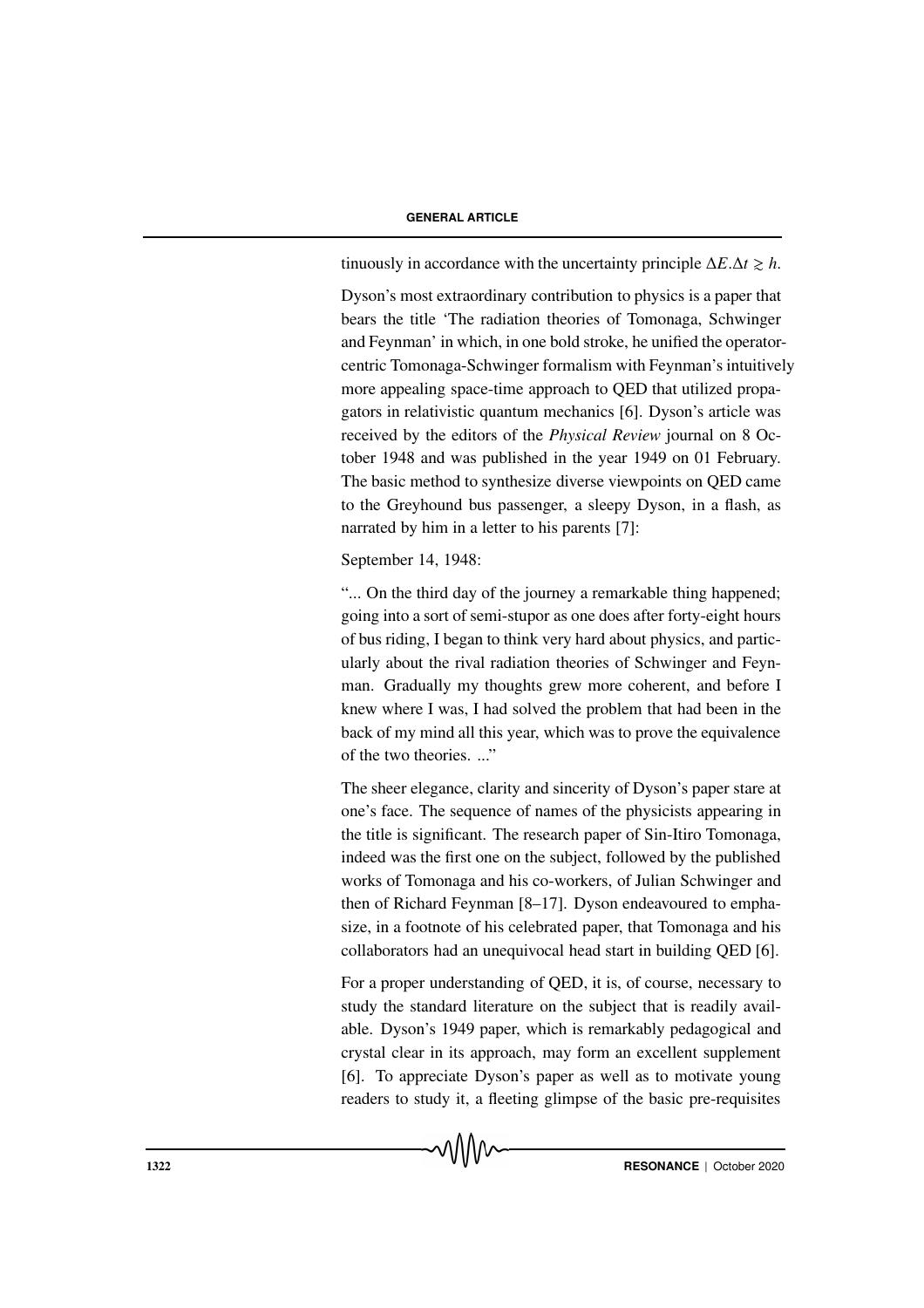tinuously in accordance with the uncertainty principle $\Delta E.\Delta t \gtrsim h$.

Dyson's most extraordinary contribution to physics is a paper that bears the title 'The radiation theories of Tomonaga, Schwinger and Feynman' in which, in one bold stroke, he unified the operator-centric Tomonaga-Schwinger formalism with Feynman's intuitively more appealing space-time approach to QED that utilized propagators in relativistic quantum mechanics [6]. Dyson's article was received by the editors of the *Physical Review* journal on 8 October 1948 and was published in the year 1949 on 01 February. The basic method to synthesize diverse viewpoints on QED came to the Greyhound bus passenger, a sleepy Dyson, in a flash, as narrated by him in a letter to his parents [7]:

September 14, 1948:

"... On the third day of the journey a remarkable thing happened; going into a sort of semi-stupor as one does after forty-eight hours of bus riding, I began to think very hard about physics, and particularly about the rival radiation theories of Schwinger and Feynman. Gradually my thoughts grew more coherent, and before I knew where I was, I had solved the problem that had been in the back of my mind all this year, which was to prove the equivalence of the two theories. ..."

The sheer elegance, clarity and sincerity of Dyson's paper stare at one's face. The sequence of names of the physicists appearing in the title is significant. The research paper of Sin-Itiro Tomonaga, indeed was the first one on the subject, followed by the published works of Tomonaga and his co-workers, of Julian Schwinger and then of Richard Feynman [8–17]. Dyson endeavoured to emphasize, in a footnote of his celebrated paper, that Tomonaga and his collaborators had an unequivocal head start in building QED [6].

For a proper understanding of QED, it is, of course, necessary to study the standard literature on the subject that is readily available. Dyson's 1949 paper, which is remarkably pedagogical and crystal clear in its approach, may form an excellent supplement [6]. To appreciate Dyson's paper as well as to motivate young readers to study it, a fleeting glimpse of the basic pre-requisites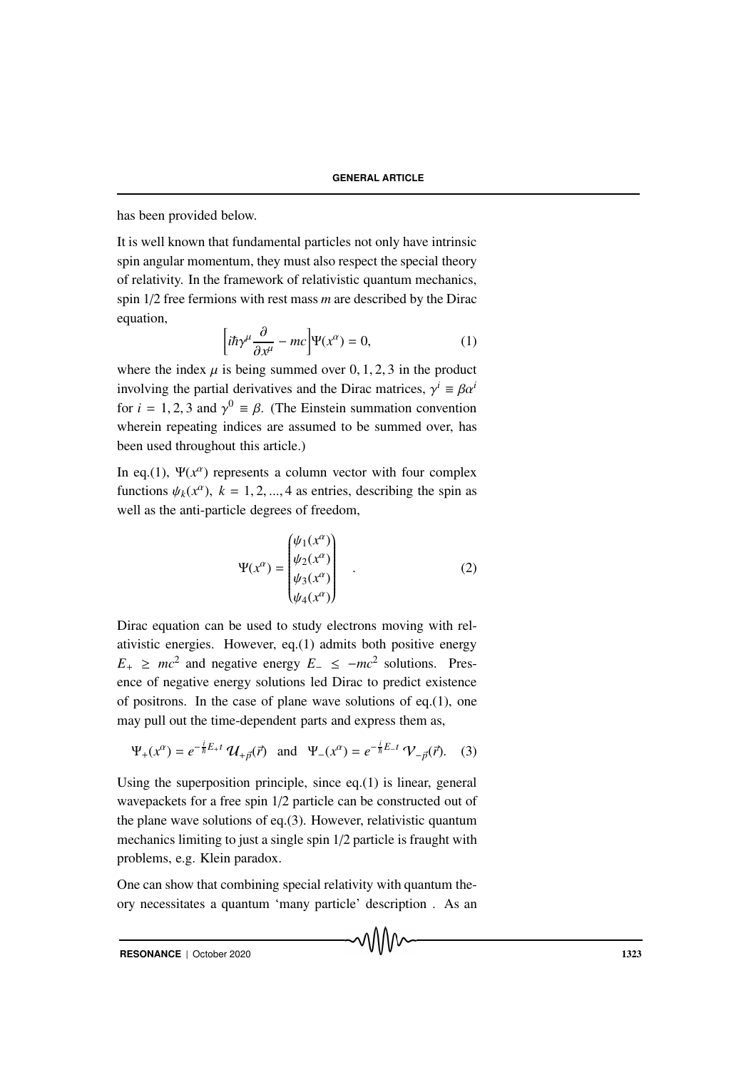has been provided below.

It is well known that fundamental particles not only have intrinsic spin angular momentum, they must also respect the special theory of relativity. In the framework of relativistic quantum mechanics, spin 1/2 free fermions with rest mass $m$ are described by the Dirac equation,

$$\left[i\hbar\gamma^{\mu}\frac{\partial}{\partial x^{\mu}} - mc\right]\Psi(x^{\alpha}) = 0, \tag{1}$$

where the index $\mu$ is being summed over $0, 1, 2, 3$ in the product involving the partial derivatives and the Dirac matrices, $\gamma^{i} \equiv \beta\alpha^{i}$ for $i = 1, 2, 3$ and $\gamma^{0} \equiv \beta$. (The Einstein summation convention wherein repeating indices are assumed to be summed over, has been used throughout this article.)

In eq.(1), $\Psi(x^{\alpha})$ represents a column vector with four complex functions $\psi_{k}(x^{\alpha})$, $k = 1, 2, ..., 4$ as entries, describing the spin as well as the anti-particle degrees of freedom,

$$\Psi(x^{\alpha}) = \begin{pmatrix} \psi_{1}(x^{\alpha}) \\ \psi_{2}(x^{\alpha}) \\ \psi_{3}(x^{\alpha}) \\ \psi_{4}(x^{\alpha}) \end{pmatrix} \quad . \tag{2}$$

Dirac equation can be used to study electrons moving with relativistic energies. However, eq.(1) admits both positive energy $E_{+} \geq mc^{2}$ and negative energy $E_{-} \leq -mc^{2}$ solutions. Presence of negative energy solutions led Dirac to predict existence of positrons. In the case of plane wave solutions of eq.(1), one may pull out the time-dependent parts and express them as,

$$\Psi_{+}(x^{\alpha}) = e^{-\frac{i}{\hbar}E_{+}t}\,\mathcal{U}_{+\vec{p}}(\vec{r}) \quad \text{and} \quad \Psi_{-}(x^{\alpha}) = e^{-\frac{i}{\hbar}E_{-}t}\,\mathcal{V}_{-\vec{p}}(\vec{r}). \tag{3}$$

Using the superposition principle, since eq.(1) is linear, general wavepackets for a free spin 1/2 particle can be constructed out of the plane wave solutions of eq.(3). However, relativistic quantum mechanics limiting to just a single spin 1/2 particle is fraught with problems, e.g. Klein paradox.

One can show that combining special relativity with quantum theory necessitates a quantum 'many particle' description . As an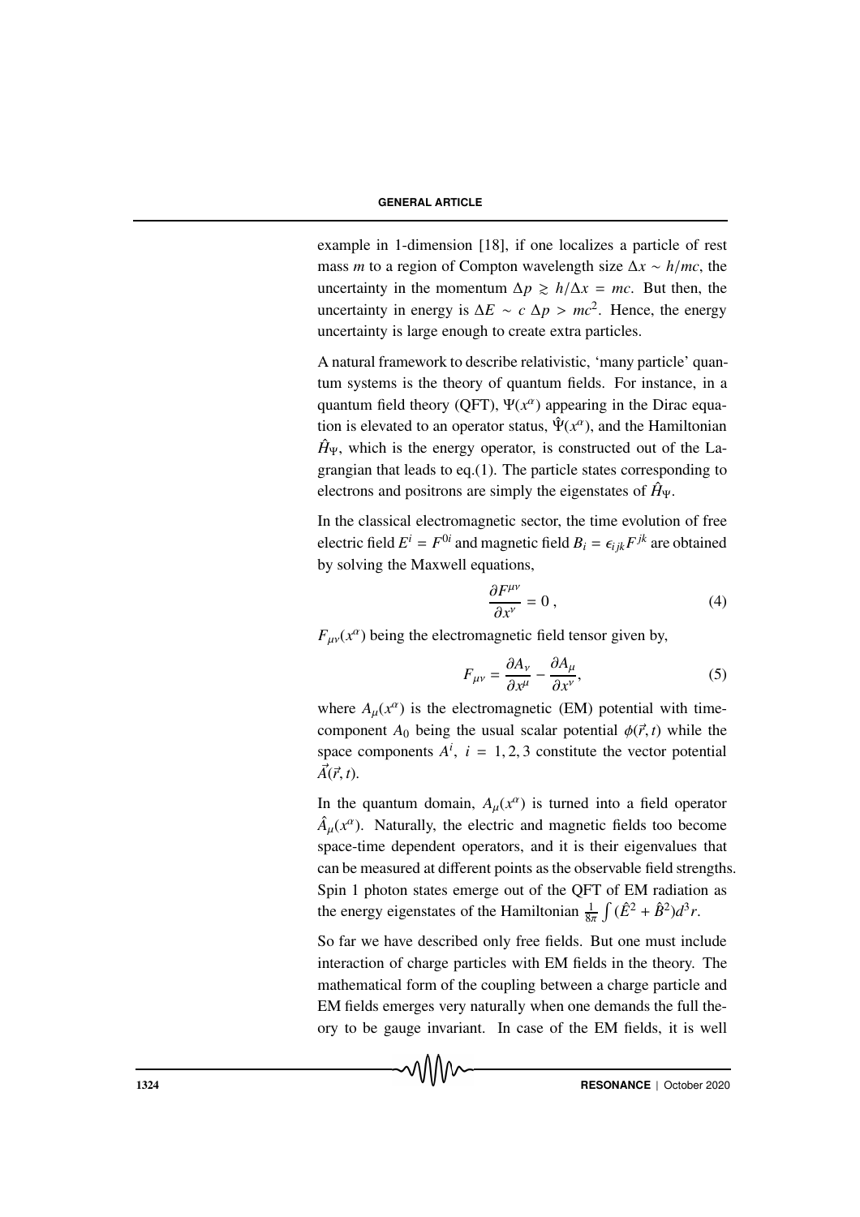example in 1-dimension [18], if one localizes a particle of rest mass $m$ to a region of Compton wavelength size $\Delta x \sim h/mc$, the uncertainty in the momentum $\Delta p \gtrsim h/\Delta x = mc$. But then, the uncertainty in energy is $\Delta E \sim c\ \Delta p > mc^2$. Hence, the energy uncertainty is large enough to create extra particles.

A natural framework to describe relativistic, 'many particle' quantum systems is the theory of quantum fields. For instance, in a quantum field theory (QFT), $\Psi(x^\alpha)$ appearing in the Dirac equation is elevated to an operator status, $\hat{\Psi}(x^\alpha)$, and the Hamiltonian $\hat{H}_\Psi$, which is the energy operator, is constructed out of the Lagrangian that leads to eq.(1). The particle states corresponding to electrons and positrons are simply the eigenstates of $\hat{H}_\Psi$.

In the classical electromagnetic sector, the time evolution of free electric field $E^i = F^{0i}$ and magnetic field $B_i = \epsilon_{ijk}F^{jk}$ are obtained by solving the Maxwell equations,

$$\frac{\partial F^{\mu\nu}}{\partial x^\nu} = 0 \,, \tag{4}$$

$F_{\mu\nu}(x^\alpha)$ being the electromagnetic field tensor given by,

$$F_{\mu\nu} = \frac{\partial A_\nu}{\partial x^\mu} - \frac{\partial A_\mu}{\partial x^\nu}, \tag{5}$$

where $A_\mu(x^\alpha)$ is the electromagnetic (EM) potential with time-component $A_0$ being the usual scalar potential $\phi(\vec{r}, t)$ while the space components $A^i,\ i = 1, 2, 3$ constitute the vector potential $\vec{A}(\vec{r}, t)$.

In the quantum domain, $A_\mu(x^\alpha)$ is turned into a field operator $\hat{A}_\mu(x^\alpha)$. Naturally, the electric and magnetic fields too become space-time dependent operators, and it is their eigenvalues that can be measured at different points as the observable field strengths. Spin 1 photon states emerge out of the QFT of EM radiation as the energy eigenstates of the Hamiltonian $\frac{1}{8\pi}\int(\hat{E}^2 + \hat{B}^2)d^3r$.

So far we have described only free fields. But one must include interaction of charge particles with EM fields in the theory. The mathematical form of the coupling between a charge particle and EM fields emerges very naturally when one demands the full theory to be gauge invariant. In case of the EM fields, it is well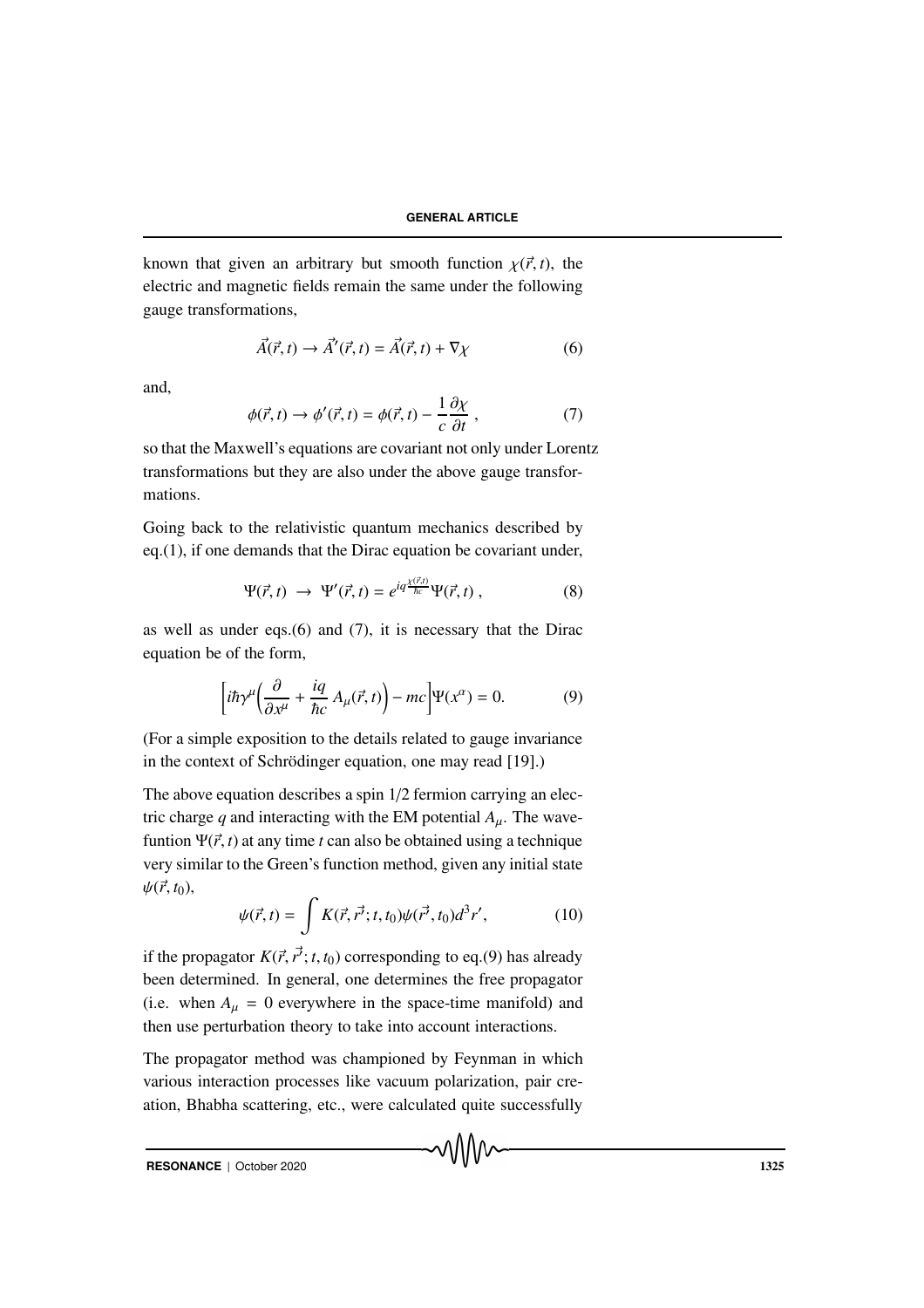known that given an arbitrary but smooth function $\chi(\vec{r}, t)$, the electric and magnetic fields remain the same under the following gauge transformations,

$$\vec{A}(\vec{r}, t) \rightarrow \vec{A}'(\vec{r}, t) = \vec{A}(\vec{r}, t) + \nabla\chi \tag{6}$$

and,

$$\phi(\vec{r}, t) \rightarrow \phi'(\vec{r}, t) = \phi(\vec{r}, t) - \frac{1}{c}\frac{\partial\chi}{\partial t} , \tag{7}$$

so that the Maxwell's equations are covariant not only under Lorentz transformations but they are also under the above gauge transformations.

Going back to the relativistic quantum mechanics described by eq.(1), if one demands that the Dirac equation be covariant under,

$$\Psi(\vec{r}, t) \; \rightarrow \; \Psi'(\vec{r}, t) = e^{iq\frac{\chi(\vec{r},t)}{\hbar c}}\Psi(\vec{r}, t) , \tag{8}$$

as well as under eqs.(6) and (7), it is necessary that the Dirac equation be of the form,

$$\left[i\hbar\gamma^{\mu}\left(\frac{\partial}{\partial x^{\mu}} + \frac{iq}{\hbar c}\, A_{\mu}(\vec{r}, t)\right) - mc\right]\Psi(x^{\alpha}) = 0. \tag{9}$$

(For a simple exposition to the details related to gauge invariance in the context of Schrödinger equation, one may read [19].)

The above equation describes a spin 1/2 fermion carrying an electric charge $q$ and interacting with the EM potential $A_{\mu}$. The wavefuntion $\Psi(\vec{r}, t)$ at any time $t$ can also be obtained using a technique very similar to the Green's function method, given any initial state $\psi(\vec{r}, t_0)$,

$$\psi(\vec{r}, t) = \int K(\vec{r}, \vec{r'}; t, t_0)\psi(\vec{r'}, t_0)d^3r', \tag{10}$$

if the propagator $K(\vec{r}, \vec{r'}; t, t_0)$ corresponding to eq.(9) has already been determined. In general, one determines the free propagator (i.e. when $A_{\mu} = 0$ everywhere in the space-time manifold) and then use perturbation theory to take into account interactions.

The propagator method was championed by Feynman in which various interaction processes like vacuum polarization, pair creation, Bhabha scattering, etc., were calculated quite successfully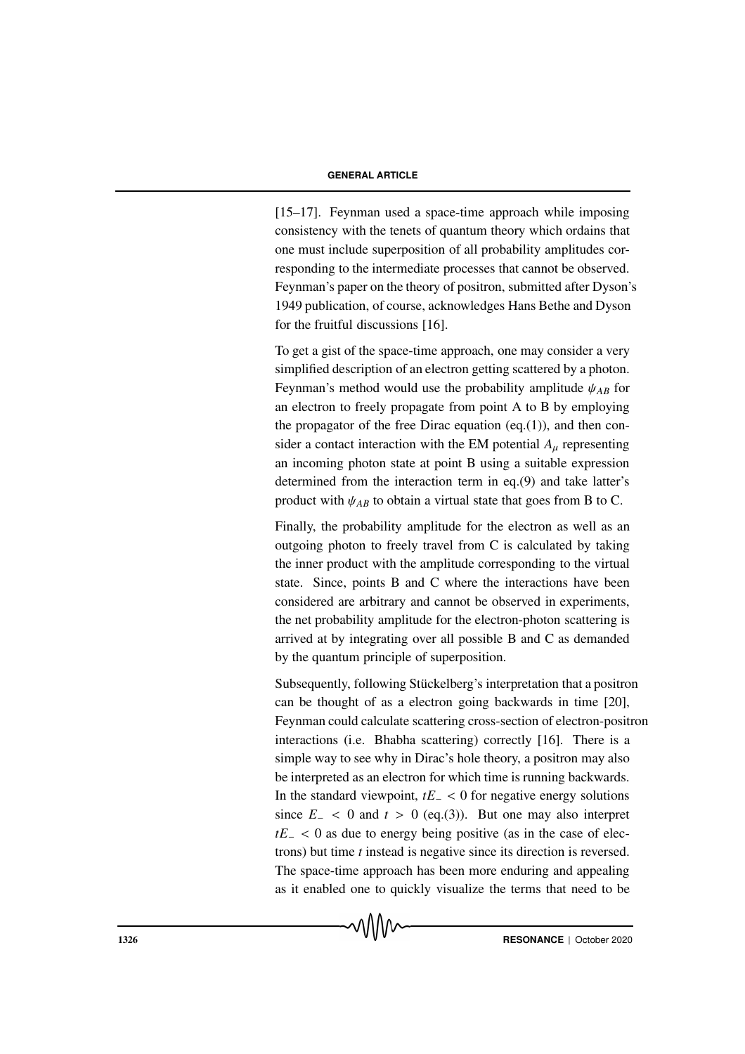[15–17]. Feynman used a space-time approach while imposing consistency with the tenets of quantum theory which ordains that one must include superposition of all probability amplitudes corresponding to the intermediate processes that cannot be observed. Feynman's paper on the theory of positron, submitted after Dyson's 1949 publication, of course, acknowledges Hans Bethe and Dyson for the fruitful discussions [16].

To get a gist of the space-time approach, one may consider a very simplified description of an electron getting scattered by a photon. Feynman's method would use the probability amplitude $\psi_{AB}$ for an electron to freely propagate from point A to B by employing the propagator of the free Dirac equation (eq.(1)), and then consider a contact interaction with the EM potential $A_\mu$ representing an incoming photon state at point B using a suitable expression determined from the interaction term in eq.(9) and take latter's product with $\psi_{AB}$ to obtain a virtual state that goes from B to C.

Finally, the probability amplitude for the electron as well as an outgoing photon to freely travel from C is calculated by taking the inner product with the amplitude corresponding to the virtual state. Since, points B and C where the interactions have been considered are arbitrary and cannot be observed in experiments, the net probability amplitude for the electron-photon scattering is arrived at by integrating over all possible B and C as demanded by the quantum principle of superposition.

Subsequently, following Stückelberg's interpretation that a positron can be thought of as a electron going backwards in time [20], Feynman could calculate scattering cross-section of electron-positron interactions (i.e. Bhabha scattering) correctly [16]. There is a simple way to see why in Dirac's hole theory, a positron may also be interpreted as an electron for which time is running backwards. In the standard viewpoint, $tE_- < 0$ for negative energy solutions since $E_- < 0$ and $t > 0$ (eq.(3)). But one may also interpret $tE_- < 0$ as due to energy being positive (as in the case of electrons) but time $t$ instead is negative since its direction is reversed. The space-time approach has been more enduring and appealing as it enabled one to quickly visualize the terms that need to be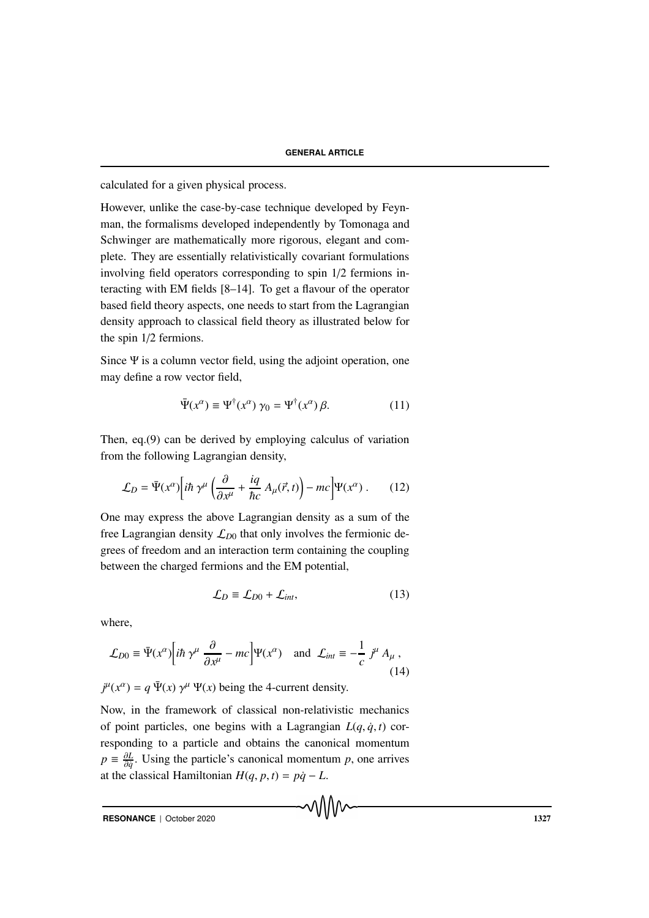calculated for a given physical process.

However, unlike the case-by-case technique developed by Feynman, the formalisms developed independently by Tomonaga and Schwinger are mathematically more rigorous, elegant and complete. They are essentially relativistically covariant formulations involving field operators corresponding to spin 1/2 fermions interacting with EM fields [8–14]. To get a flavour of the operator based field theory aspects, one needs to start from the Lagrangian density approach to classical field theory as illustrated below for the spin 1/2 fermions.

Since $\Psi$ is a column vector field, using the adjoint operation, one may define a row vector field,

$$\bar{\Psi}(x^\alpha) \equiv \Psi^\dagger(x^\alpha)\,\gamma_0 = \Psi^\dagger(x^\alpha)\,\beta. \tag{11}$$

Then, eq.(9) can be derived by employing calculus of variation from the following Lagrangian density,

$$\mathcal{L}_D = \bar{\Psi}(x^\alpha)\Big[i\hbar\,\gamma^\mu\left(\frac{\partial}{\partial x^\mu} + \frac{iq}{\hbar c}\,A_\mu(\vec{r},t)\right) - mc\Big]\Psi(x^\alpha)\,. \tag{12}$$

One may express the above Lagrangian density as a sum of the free Lagrangian density $\mathcal{L}_{D0}$ that only involves the fermionic degrees of freedom and an interaction term containing the coupling between the charged fermions and the EM potential,

$$\mathcal{L}_D \equiv \mathcal{L}_{D0} + \mathcal{L}_{int}, \tag{13}$$

where,

$$\mathcal{L}_{D0} \equiv \bar{\Psi}(x^\alpha)\Big[i\hbar\,\gamma^\mu\,\frac{\partial}{\partial x^\mu} - mc\Big]\Psi(x^\alpha) \quad \text{and} \quad \mathcal{L}_{int} \equiv -\frac{1}{c}\,j^\mu\,A_\mu\,, \tag{14}$$

$j^\mu(x^\alpha) = q\,\bar{\Psi}(x)\,\gamma^\mu\,\Psi(x)$ being the 4-current density.

Now, in the framework of classical non-relativistic mechanics of point particles, one begins with a Lagrangian $L(q, \dot{q}, t)$ corresponding to a particle and obtains the canonical momentum $p \equiv \frac{\partial L}{\partial \dot{q}}$. Using the particle's canonical momentum $p$, one arrives at the classical Hamiltonian $H(q, p, t) = p\dot{q} - L$.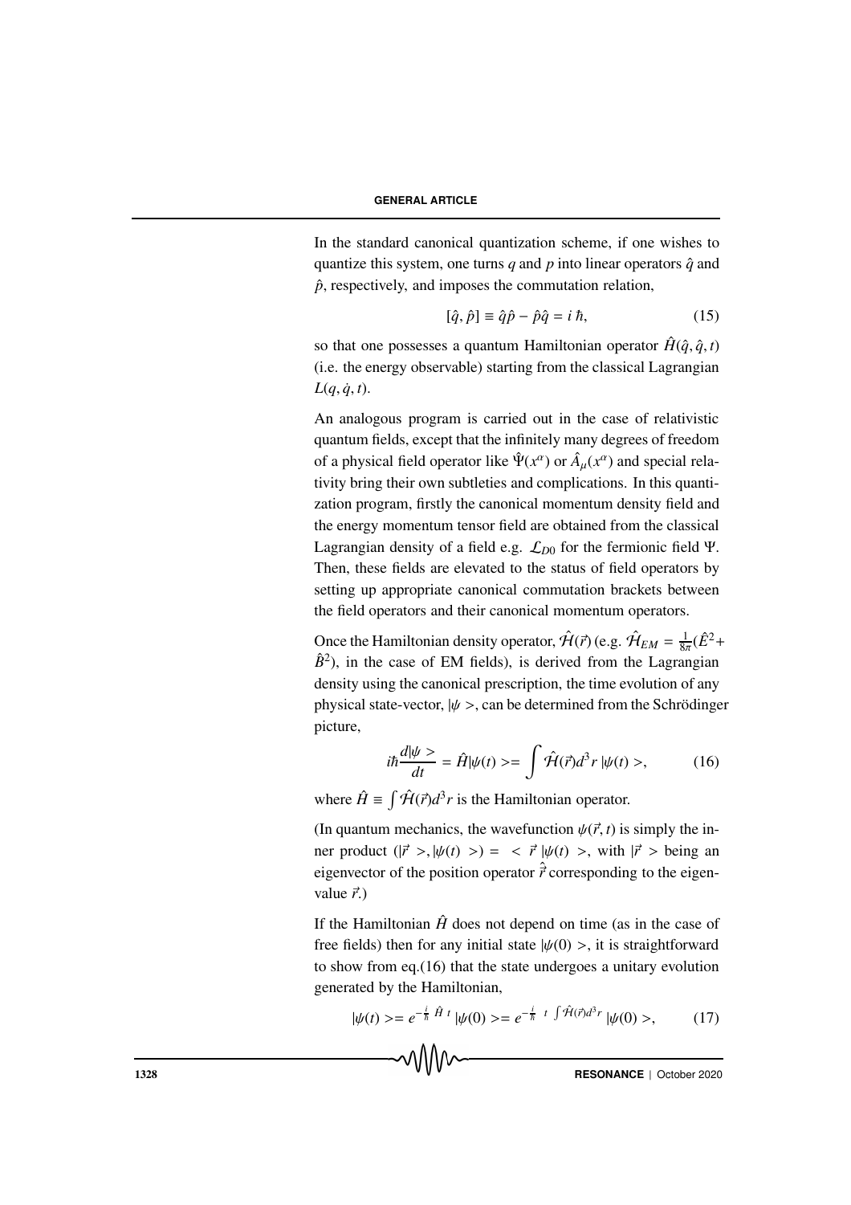In the standard canonical quantization scheme, if one wishes to quantize this system, one turns $q$ and $p$ into linear operators $\hat{q}$ and $\hat{p}$, respectively, and imposes the commutation relation,

$$[\hat{q}, \hat{p}] \equiv \hat{q}\hat{p} - \hat{p}\hat{q} = i\,\hbar, \tag{15}$$

so that one possesses a quantum Hamiltonian operator $\hat{H}(\hat{q}, \hat{q}, t)$ (i.e. the energy observable) starting from the classical Lagrangian $L(q, \dot{q}, t)$.

An analogous program is carried out in the case of relativistic quantum fields, except that the infinitely many degrees of freedom of a physical field operator like $\hat{\Psi}(x^\alpha)$ or $\hat{A}_\mu(x^\alpha)$ and special relativity bring their own subtleties and complications. In this quantization program, firstly the canonical momentum density field and the energy momentum tensor field are obtained from the classical Lagrangian density of a field e.g. $\mathcal{L}_{D0}$ for the fermionic field $\Psi$. Then, these fields are elevated to the status of field operators by setting up appropriate canonical commutation brackets between the field operators and their canonical momentum operators.

Once the Hamiltonian density operator, $\hat{\mathcal{H}}(\vec{r})$ (e.g. $\hat{\mathcal{H}}_{EM} = \frac{1}{8\pi}(\hat{E}^2 + \hat{B}^2)$, in the case of EM fields), is derived from the Lagrangian density using the canonical prescription, the time evolution of any physical state-vector, $|\psi>$, can be determined from the Schrödinger picture,

$$i\hbar\frac{d|\psi>}{dt} = \hat{H}|\psi(t)> = \int \hat{\mathcal{H}}(\vec{r})d^3r\,|\psi(t)>, \tag{16}$$

where $\hat{H} \equiv \int \hat{\mathcal{H}}(\vec{r})d^3r$ is the Hamiltonian operator.

(In quantum mechanics, the wavefunction $\psi(\vec{r}, t)$ is simply the inner product $(|\vec{r}>, |\psi(t)>) = <\vec{r}\,|\psi(t)>$, with $|\vec{r}>$ being an eigenvector of the position operator $\hat{\vec{r}}$ corresponding to the eigenvalue $\vec{r}$.)

If the Hamiltonian $\hat{H}$ does not depend on time (as in the case of free fields) then for any initial state $|\psi(0)>$, it is straightforward to show from eq.(16) that the state undergoes a unitary evolution generated by the Hamiltonian,

$$|\psi(t)> = e^{-\frac{i}{\hbar}\,\hat{H}\,t}\,|\psi(0)> = e^{-\frac{i}{\hbar}\,\,t\,\int\hat{\mathcal{H}}(\vec{r})d^3r}\,|\psi(0)>, \tag{17}$$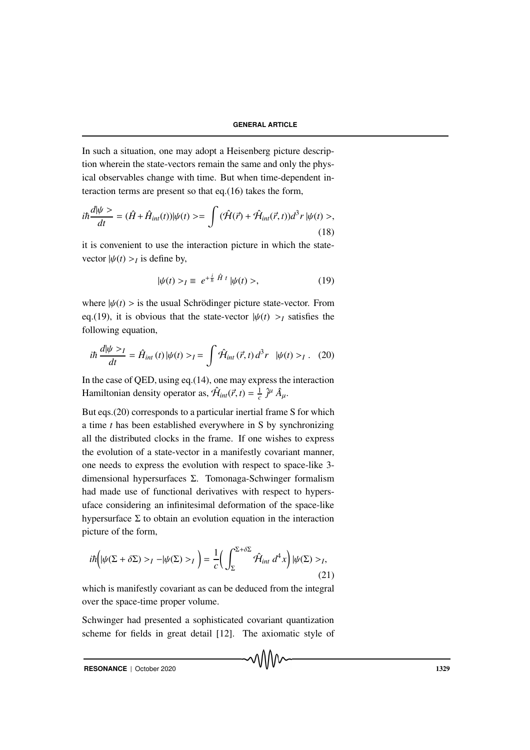In such a situation, one may adopt a Heisenberg picture description wherein the state-vectors remain the same and only the physical observables change with time. But when time-dependent interaction terms are present so that eq.(16) takes the form,

$$i\hbar\frac{d|\psi>}{dt} = (\hat{H} + \hat{H}_{int}(t))|\psi(t)> = \int (\hat{\mathcal{H}}(\vec{r}) + \hat{\mathcal{H}}_{int}(\vec{r},t))d^3r\,|\psi(t)>, \tag{18}$$

it is convenient to use the interaction picture in which the state-vector $|\psi(t)>_I$ is define by,

$$|\psi(t)>_I \equiv e^{+\frac{i}{\hbar}\hat{H}\,t}\,|\psi(t)>, \tag{19}$$

where $|\psi(t)>$ is the usual Schrödinger picture state-vector. From eq.(19), it is obvious that the state-vector $|\psi(t)>_I$ satisfies the following equation,

$$i\hbar\,\frac{d|\psi>_I}{dt} = \hat{H}_{int}\,(t)\,|\psi(t)>_I = \int \hat{\mathcal{H}}_{int}\,(\vec{r},t)\,d^3r \quad |\psi(t)>_I\,. \tag{20}$$

In the case of QED, using eq.(14), one may express the interaction Hamiltonian density operator as, $\hat{\mathcal{H}}_{int}(\vec{r},t) = \frac{1}{c}\,\hat{j}^\mu\,\hat{A}_\mu$.

But eqs.(20) corresponds to a particular inertial frame S for which a time $t$ has been established everywhere in S by synchronizing all the distributed clocks in the frame. If one wishes to express the evolution of a state-vector in a manifestly covariant manner, one needs to express the evolution with respect to space-like 3-dimensional hypersurfaces $\Sigma$. Tomonaga-Schwinger formalism had made use of functional derivatives with respect to hypersuface considering an infinitesimal deformation of the space-like hypersurface $\Sigma$ to obtain an evolution equation in the interaction picture of the form,

$$i\hbar\Big(|\psi(\Sigma+\delta\Sigma)>_I - |\psi(\Sigma)>_I\Big) = \frac{1}{c}\Big(\int_{\Sigma}^{\Sigma+\delta\Sigma} \hat{\mathcal{H}}_{int}\,d^4x\Big)\,|\psi(\Sigma)>_I, \tag{21}$$

which is manifestly covariant as can be deduced from the integral over the space-time proper volume.

Schwinger had presented a sophisticated covariant quantization scheme for fields in great detail [12]. The axiomatic style of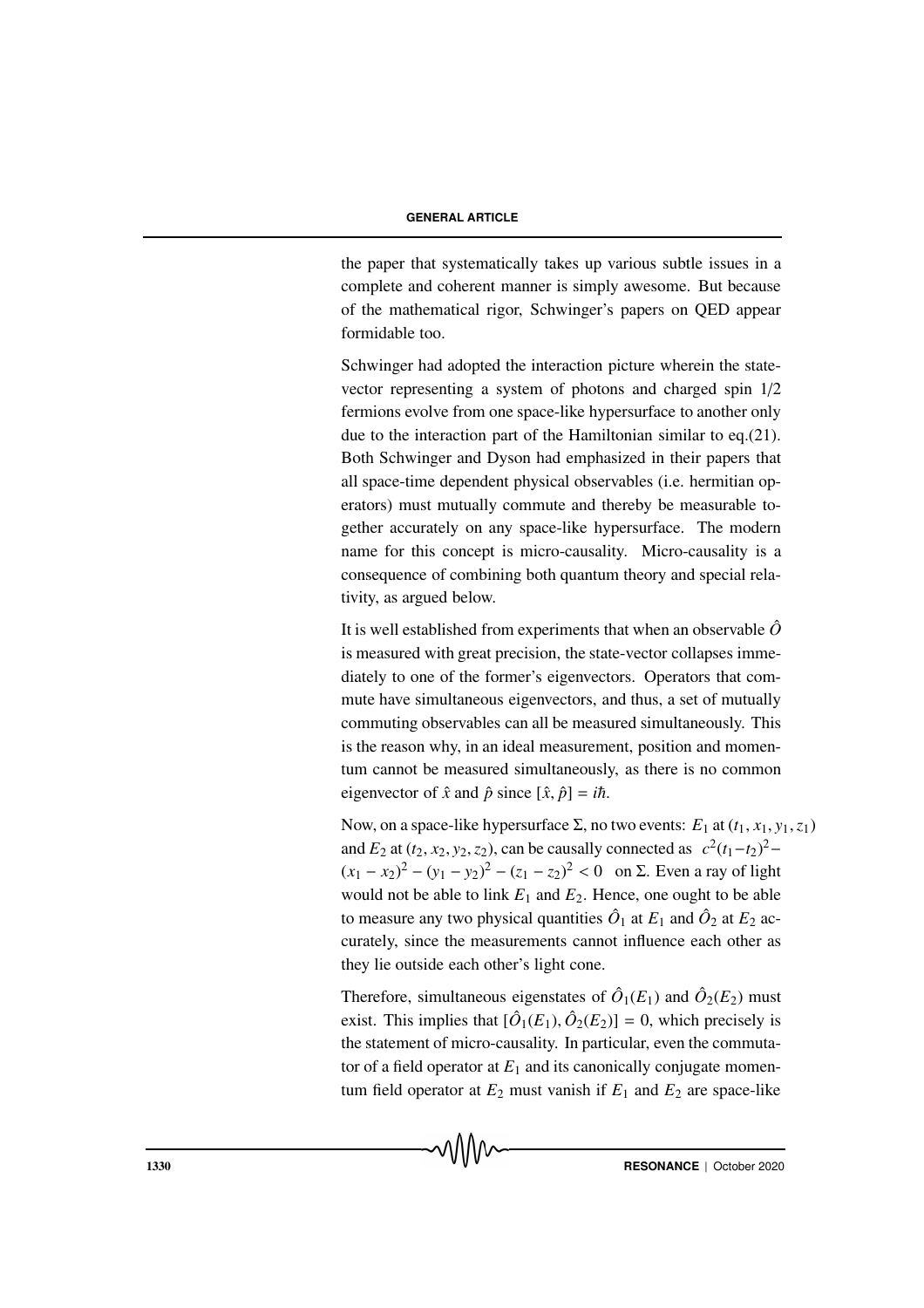the paper that systematically takes up various subtle issues in a complete and coherent manner is simply awesome. But because of the mathematical rigor, Schwinger's papers on QED appear formidable too.

Schwinger had adopted the interaction picture wherein the state-vector representing a system of photons and charged spin 1/2 fermions evolve from one space-like hypersurface to another only due to the interaction part of the Hamiltonian similar to eq.(21). Both Schwinger and Dyson had emphasized in their papers that all space-time dependent physical observables (i.e. hermitian operators) must mutually commute and thereby be measurable together accurately on any space-like hypersurface. The modern name for this concept is micro-causality. Micro-causality is a consequence of combining both quantum theory and special relativity, as argued below.

It is well established from experiments that when an observable $\hat{O}$ is measured with great precision, the state-vector collapses immediately to one of the former's eigenvectors. Operators that commute have simultaneous eigenvectors, and thus, a set of mutually commuting observables can all be measured simultaneously. This is the reason why, in an ideal measurement, position and momentum cannot be measured simultaneously, as there is no common eigenvector of $\hat{x}$ and $\hat{p}$ since $[\hat{x}, \hat{p}] = i\hbar$.

Now, on a space-like hypersurface $\Sigma$, no two events: $E_1$ at $(t_1, x_1, y_1, z_1)$ and $E_2$ at $(t_2, x_2, y_2, z_2)$, can be causally connected as $c^2(t_1 - t_2)^2 - (x_1 - x_2)^2 - (y_1 - y_2)^2 - (z_1 - z_2)^2 < 0$ on $\Sigma$. Even a ray of light would not be able to link $E_1$ and $E_2$. Hence, one ought to be able to measure any two physical quantities $\hat{O}_1$ at $E_1$ and $\hat{O}_2$ at $E_2$ accurately, since the measurements cannot influence each other as they lie outside each other's light cone.

Therefore, simultaneous eigenstates of $\hat{O}_1(E_1)$ and $\hat{O}_2(E_2)$ must exist. This implies that $[\hat{O}_1(E_1), \hat{O}_2(E_2)] = 0$, which precisely is the statement of micro-causality. In particular, even the commutator of a field operator at $E_1$ and its canonically conjugate momentum field operator at $E_2$ must vanish if $E_1$ and $E_2$ are space-like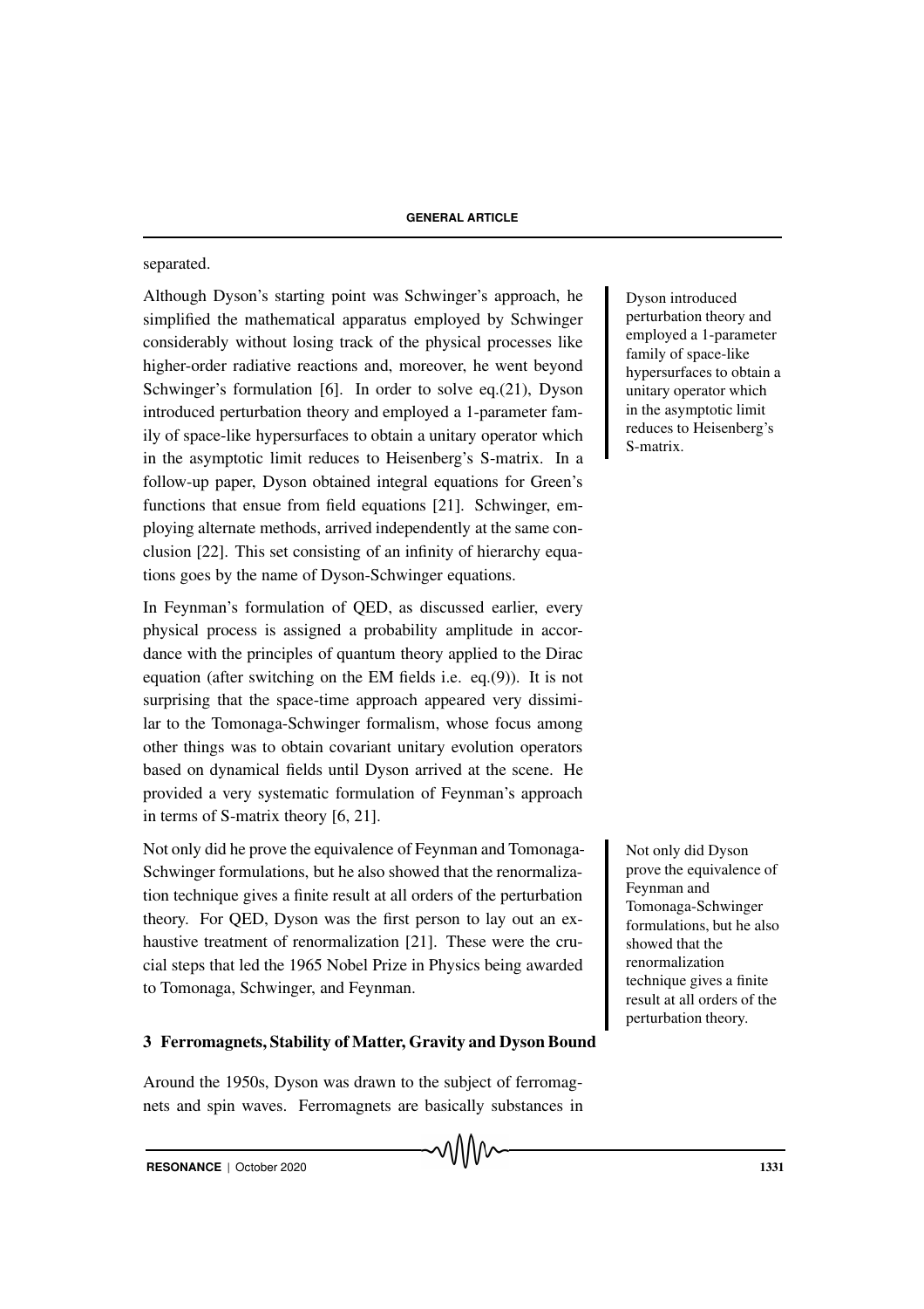separated.

Although Dyson's starting point was Schwinger's approach, he simplified the mathematical apparatus employed by Schwinger considerably without losing track of the physical processes like higher-order radiative reactions and, moreover, he went beyond Schwinger's formulation [6]. In order to solve eq.(21), Dyson introduced perturbation theory and employed a 1-parameter family of space-like hypersurfaces to obtain a unitary operator which in the asymptotic limit reduces to Heisenberg's S-matrix. In a follow-up paper, Dyson obtained integral equations for Green's functions that ensue from field equations [21]. Schwinger, employing alternate methods, arrived independently at the same conclusion [22]. This set consisting of an infinity of hierarchy equations goes by the name of Dyson-Schwinger equations.

Dyson introduced perturbation theory and employed a 1-parameter family of space-like hypersurfaces to obtain a unitary operator which in the asymptotic limit reduces to Heisenberg's S-matrix.

In Feynman's formulation of QED, as discussed earlier, every physical process is assigned a probability amplitude in accordance with the principles of quantum theory applied to the Dirac equation (after switching on the EM fields i.e. eq.(9)). It is not surprising that the space-time approach appeared very dissimilar to the Tomonaga-Schwinger formalism, whose focus among other things was to obtain covariant unitary evolution operators based on dynamical fields until Dyson arrived at the scene. He provided a very systematic formulation of Feynman's approach in terms of S-matrix theory [6, 21].

Not only did he prove the equivalence of Feynman and Tomonaga-Schwinger formulations, but he also showed that the renormalization technique gives a finite result at all orders of the perturbation theory. For QED, Dyson was the first person to lay out an exhaustive treatment of renormalization [21]. These were the crucial steps that led the 1965 Nobel Prize in Physics being awarded to Tomonaga, Schwinger, and Feynman.

Not only did Dyson prove the equivalence of Feynman and Tomonaga-Schwinger formulations, but he also showed that the renormalization technique gives a finite result at all orders of the perturbation theory.

## 3 Ferromagnets, Stability of Matter, Gravity and Dyson Bound

Around the 1950s, Dyson was drawn to the subject of ferromagnets and spin waves. Ferromagnets are basically substances in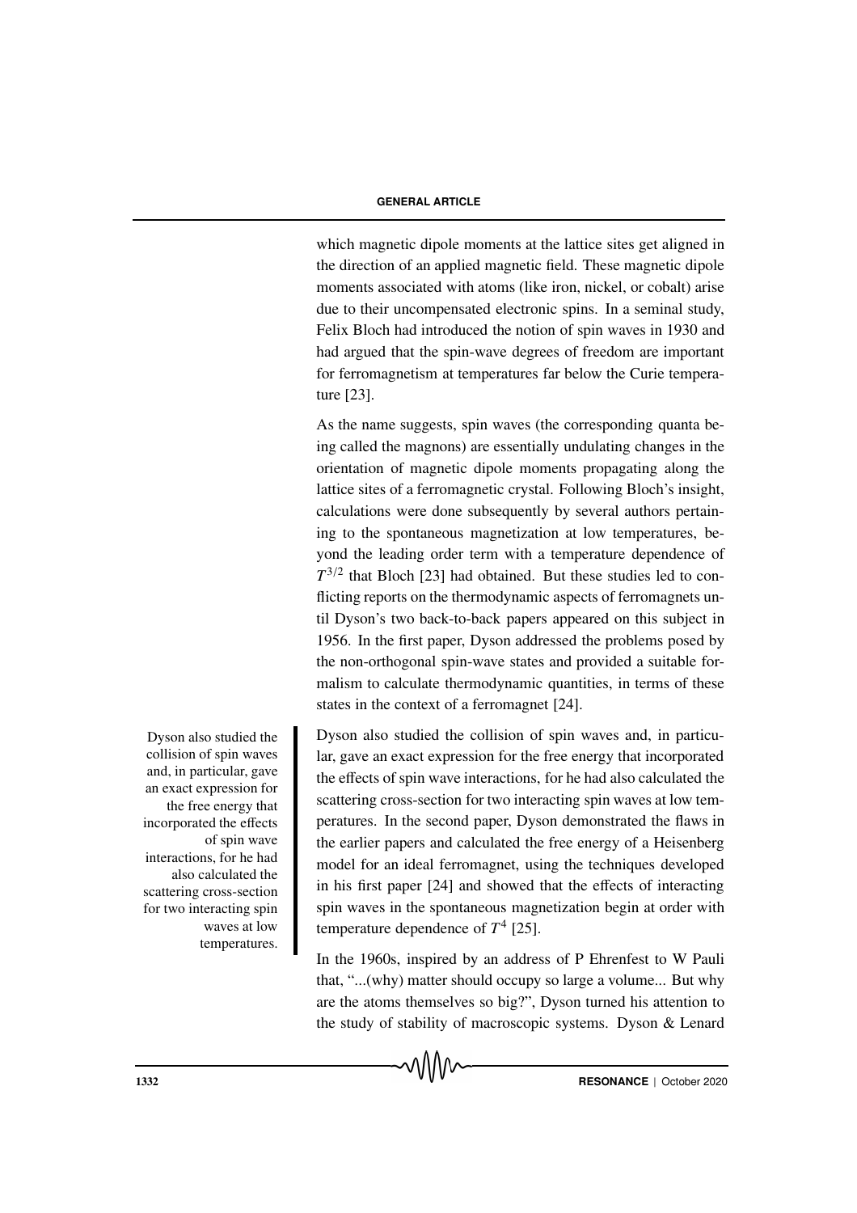which magnetic dipole moments at the lattice sites get aligned in the direction of an applied magnetic field. These magnetic dipole moments associated with atoms (like iron, nickel, or cobalt) arise due to their uncompensated electronic spins. In a seminal study, Felix Bloch had introduced the notion of spin waves in 1930 and had argued that the spin-wave degrees of freedom are important for ferromagnetism at temperatures far below the Curie temperature [23].

As the name suggests, spin waves (the corresponding quanta being called the magnons) are essentially undulating changes in the orientation of magnetic dipole moments propagating along the lattice sites of a ferromagnetic crystal. Following Bloch's insight, calculations were done subsequently by several authors pertaining to the spontaneous magnetization at low temperatures, beyond the leading order term with a temperature dependence of $T^{3/2}$ that Bloch [23] had obtained. But these studies led to conflicting reports on the thermodynamic aspects of ferromagnets until Dyson's two back-to-back papers appeared on this subject in 1956. In the first paper, Dyson addressed the problems posed by the non-orthogonal spin-wave states and provided a suitable formalism to calculate thermodynamic quantities, in terms of these states in the context of a ferromagnet [24].

> Dyson also studied the collision of spin waves and, in particular, gave an exact expression for the free energy that incorporated the effects of spin wave interactions, for he had also calculated the scattering cross-section for two interacting spin waves at low temperatures.

Dyson also studied the collision of spin waves and, in particular, gave an exact expression for the free energy that incorporated the effects of spin wave interactions, for he had also calculated the scattering cross-section for two interacting spin waves at low temperatures. In the second paper, Dyson demonstrated the flaws in the earlier papers and calculated the free energy of a Heisenberg model for an ideal ferromagnet, using the techniques developed in his first paper [24] and showed that the effects of interacting spin waves in the spontaneous magnetization begin at order with temperature dependence of $T^4$ [25].

In the 1960s, inspired by an address of P Ehrenfest to W Pauli that, "...(why) matter should occupy so large a volume... But why are the atoms themselves so big?", Dyson turned his attention to the study of stability of macroscopic systems. Dyson & Lenard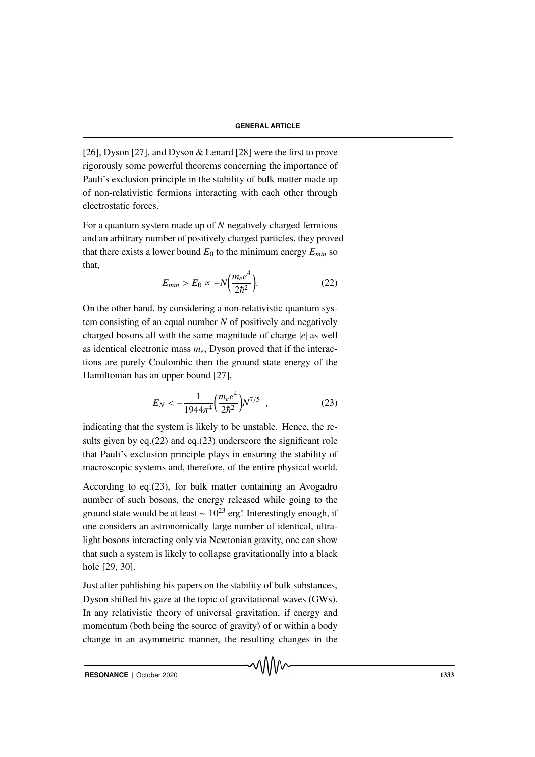[26], Dyson [27], and Dyson & Lenard [28] were the first to prove rigorously some powerful theorems concerning the importance of Pauli's exclusion principle in the stability of bulk matter made up of non-relativistic fermions interacting with each other through electrostatic forces.

For a quantum system made up of $N$ negatively charged fermions and an arbitrary number of positively charged particles, they proved that there exists a lower bound $E_0$ to the minimum energy $E_{min}$ so that,

$$E_{min} > E_0 \propto -N\Big(\frac{m_e e^4}{2\hbar^2}\Big). \tag{22}$$

On the other hand, by considering a non-relativistic quantum system consisting of an equal number $N$ of positively and negatively charged bosons all with the same magnitude of charge $|e|$ as well as identical electronic mass $m_e$, Dyson proved that if the interactions are purely Coulombic then the ground state energy of the Hamiltonian has an upper bound [27],

$$E_N < -\frac{1}{1944\pi^4}\Big(\frac{m_e e^4}{2\hbar^2}\Big)N^{7/5} \ , \tag{23}$$

indicating that the system is likely to be unstable. Hence, the results given by eq.(22) and eq.(23) underscore the significant role that Pauli's exclusion principle plays in ensuring the stability of macroscopic systems and, therefore, of the entire physical world.

According to eq.(23), for bulk matter containing an Avogadro number of such bosons, the energy released while going to the ground state would be at least $\sim 10^{23}$ erg! Interestingly enough, if one considers an astronomically large number of identical, ultra-light bosons interacting only via Newtonian gravity, one can show that such a system is likely to collapse gravitationally into a black hole [29, 30].

Just after publishing his papers on the stability of bulk substances, Dyson shifted his gaze at the topic of gravitational waves (GWs). In any relativistic theory of universal gravitation, if energy and momentum (both being the source of gravity) of or within a body change in an asymmetric manner, the resulting changes in the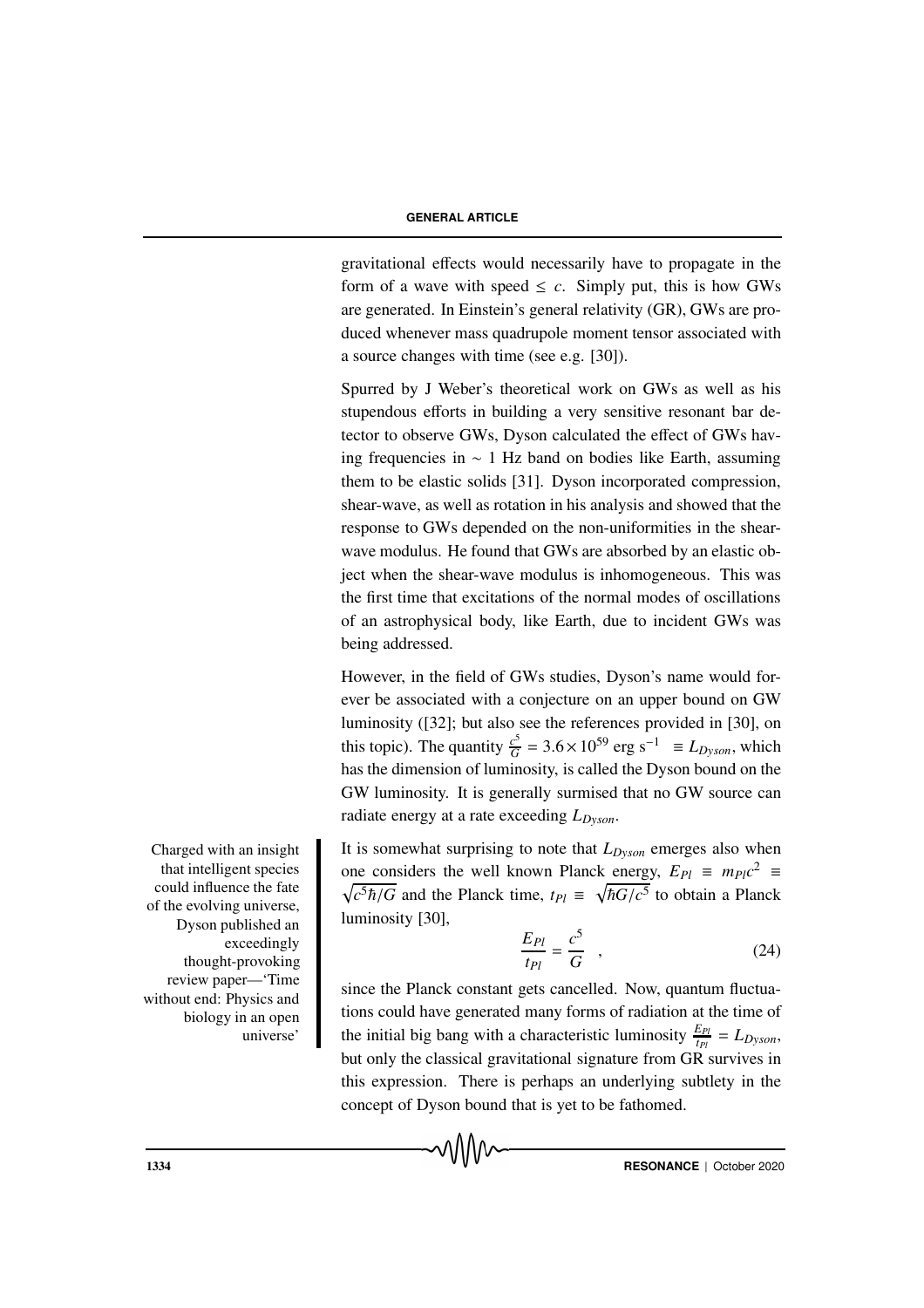gravitational effects would necessarily have to propagate in the form of a wave with speed $\leq c$. Simply put, this is how GWs are generated. In Einstein's general relativity (GR), GWs are produced whenever mass quadrupole moment tensor associated with a source changes with time (see e.g. [30]).

Spurred by J Weber's theoretical work on GWs as well as his stupendous efforts in building a very sensitive resonant bar detector to observe GWs, Dyson calculated the effect of GWs having frequencies in $\sim 1$ Hz band on bodies like Earth, assuming them to be elastic solids [31]. Dyson incorporated compression, shear-wave, as well as rotation in his analysis and showed that the response to GWs depended on the non-uniformities in the shear-wave modulus. He found that GWs are absorbed by an elastic object when the shear-wave modulus is inhomogeneous. This was the first time that excitations of the normal modes of oscillations of an astrophysical body, like Earth, due to incident GWs was being addressed.

However, in the field of GWs studies, Dyson's name would forever be associated with a conjecture on an upper bound on GW luminosity ([32]; but also see the references provided in [30], on this topic). The quantity $\frac{c^5}{G} = 3.6 \times 10^{59}$ erg s$^{-1}$ $\equiv L_{Dyson}$, which has the dimension of luminosity, is called the Dyson bound on the GW luminosity. It is generally surmised that no GW source can radiate energy at a rate exceeding $L_{Dyson}$.

Charged with an insight that intelligent species could influence the fate of the evolving universe, Dyson published an exceedingly thought-provoking review paper—'Time without end: Physics and biology in an open universe'

It is somewhat surprising to note that $L_{Dyson}$ emerges also when one considers the well known Planck energy, $E_{Pl} \equiv m_{Pl}c^2 \equiv \sqrt{c^5\hbar/G}$ and the Planck time, $t_{Pl} \equiv \sqrt{\hbar G/c^5}$ to obtain a Planck luminosity [30],

$$\frac{E_{Pl}}{t_{Pl}} = \frac{c^5}{G} \quad , \tag{24}$$

since the Planck constant gets cancelled. Now, quantum fluctuations could have generated many forms of radiation at the time of the initial big bang with a characteristic luminosity $\frac{E_{Pl}}{t_{Pl}} = L_{Dyson}$, but only the classical gravitational signature from GR survives in this expression. There is perhaps an underlying subtlety in the concept of Dyson bound that is yet to be fathomed.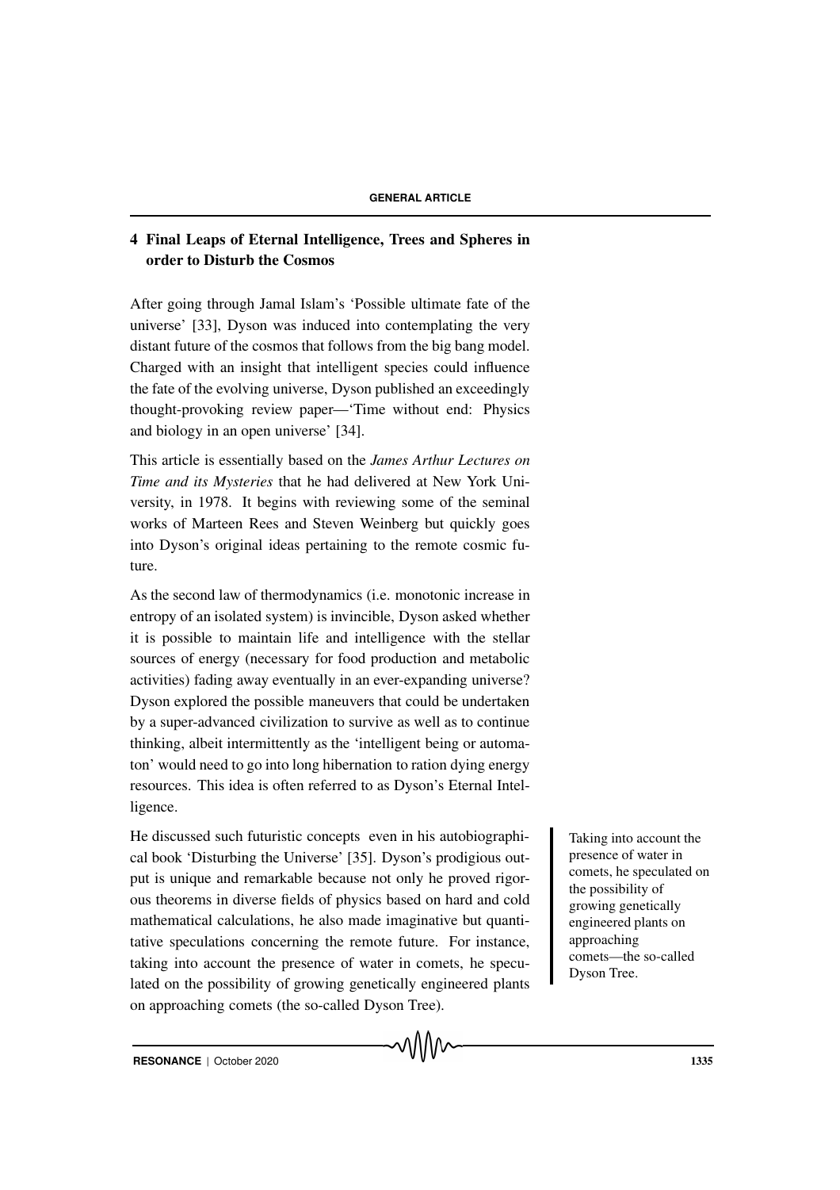## 4 Final Leaps of Eternal Intelligence, Trees and Spheres in order to Disturb the Cosmos

After going through Jamal Islam's 'Possible ultimate fate of the universe' [33], Dyson was induced into contemplating the very distant future of the cosmos that follows from the big bang model. Charged with an insight that intelligent species could influence the fate of the evolving universe, Dyson published an exceedingly thought-provoking review paper—'Time without end: Physics and biology in an open universe' [34].

This article is essentially based on the *James Arthur Lectures on Time and its Mysteries* that he had delivered at New York University, in 1978. It begins with reviewing some of the seminal works of Marteen Rees and Steven Weinberg but quickly goes into Dyson's original ideas pertaining to the remote cosmic future.

As the second law of thermodynamics (i.e. monotonic increase in entropy of an isolated system) is invincible, Dyson asked whether it is possible to maintain life and intelligence with the stellar sources of energy (necessary for food production and metabolic activities) fading away eventually in an ever-expanding universe? Dyson explored the possible maneuvers that could be undertaken by a super-advanced civilization to survive as well as to continue thinking, albeit intermittently as the 'intelligent being or automaton' would need to go into long hibernation to ration dying energy resources. This idea is often referred to as Dyson's Eternal Intelligence.

He discussed such futuristic concepts even in his autobiographical book 'Disturbing the Universe' [35]. Dyson's prodigious output is unique and remarkable because not only he proved rigorous theorems in diverse fields of physics based on hard and cold mathematical calculations, he also made imaginative but quantitative speculations concerning the remote future. For instance, taking into account the presence of water in comets, he speculated on the possibility of growing genetically engineered plants on approaching comets (the so-called Dyson Tree).

> Taking into account the presence of water in comets, he speculated on the possibility of growing genetically engineered plants on approaching comets—the so-called Dyson Tree.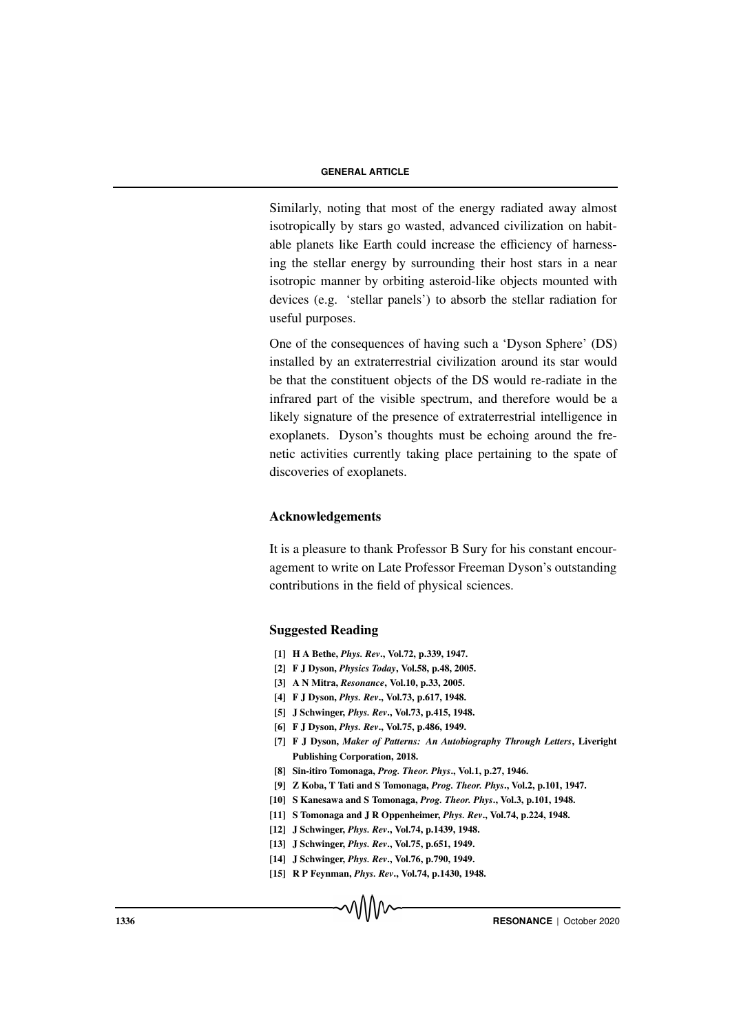Similarly, noting that most of the energy radiated away almost isotropically by stars go wasted, advanced civilization on habitable planets like Earth could increase the efficiency of harnessing the stellar energy by surrounding their host stars in a near isotropic manner by orbiting asteroid-like objects mounted with devices (e.g. 'stellar panels') to absorb the stellar radiation for useful purposes.

One of the consequences of having such a 'Dyson Sphere' (DS) installed by an extraterrestrial civilization around its star would be that the constituent objects of the DS would re-radiate in the infrared part of the visible spectrum, and therefore would be a likely signature of the presence of extraterrestrial intelligence in exoplanets. Dyson's thoughts must be echoing around the frenetic activities currently taking place pertaining to the spate of discoveries of exoplanets.

## Acknowledgements

It is a pleasure to thank Professor B Sury for his constant encouragement to write on Late Professor Freeman Dyson's outstanding contributions in the field of physical sciences.

## Suggested Reading

[1] **H A Bethe, *Phys. Rev*., Vol.72, p.339, 1947.**

[2] **F J Dyson, *Physics Today*, Vol.58, p.48, 2005.**

[3] **A N Mitra, *Resonance*, Vol.10, p.33, 2005.**

[4] **F J Dyson, *Phys. Rev*., Vol.73, p.617, 1948.**

[5] **J Schwinger, *Phys. Rev*., Vol.73, p.415, 1948.**

[6] **F J Dyson, *Phys. Rev*., Vol.75, p.486, 1949.**

[7] **F J Dyson, *Maker of Patterns: An Autobiography Through Letters*, Liveright Publishing Corporation, 2018.**

[8] **Sin-itiro Tomonaga, *Prog. Theor. Phys*., Vol.1, p.27, 1946.**

[9] **Z Koba, T Tati and S Tomonaga, *Prog. Theor. Phys*., Vol.2, p.101, 1947.**

[10] **S Kanesawa and S Tomonaga, *Prog. Theor. Phys*., Vol.3, p.101, 1948.**

[11] **S Tomonaga and J R Oppenheimer, *Phys. Rev*., Vol.74, p.224, 1948.**

[12] **J Schwinger, *Phys. Rev*., Vol.74, p.1439, 1948.**

[13] **J Schwinger, *Phys. Rev*., Vol.75, p.651, 1949.**

[14] **J Schwinger, *Phys. Rev*., Vol.76, p.790, 1949.**

[15] **R P Feynman, *Phys. Rev*., Vol.74, p.1430, 1948.**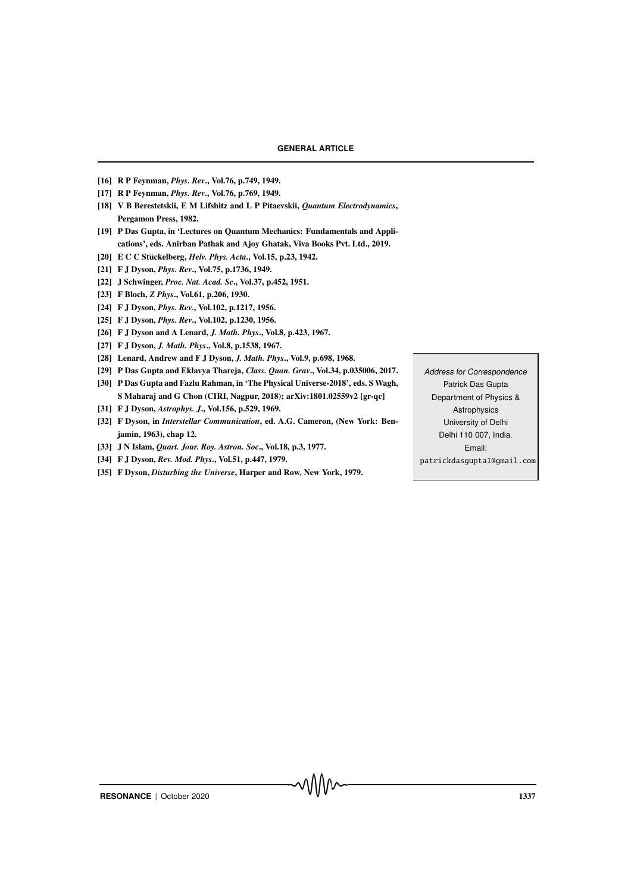**[16] R P Feynman, *Phys. Rev*., Vol.76, p.749, 1949.**

**[17] R P Feynman, *Phys. Rev*., Vol.76, p.769, 1949.**

**[18] V B Berestetskii, E M Lifshitz and L P Pitaevskii, *Quantum Electrodynamics*, Pergamon Press, 1982.**

**[19] P Das Gupta, in 'Lectures on Quantum Mechanics: Fundamentals and Applications', eds. Anirban Pathak and Ajoy Ghatak, Viva Books Pvt. Ltd., 2019.**

**[20] E C C Stückelberg, *Helv. Phys. Acta*., Vol.15, p.23, 1942.**

**[21] F J Dyson, *Phys. Rev*., Vol.75, p.1736, 1949.**

**[22] J Schwinger, *Proc. Nat. Acad. Sc*., Vol.37, p.452, 1951.**

**[23] F Bloch, *Z Phys*., Vol.61, p.206, 1930.**

**[24] F J Dyson, *Phys. Rev.*, Vol.102, p.1217, 1956.**

**[25] F J Dyson, *Phys. Rev*., Vol.102, p.1230, 1956.**

**[26] F J Dyson and A Lenard, *J. Math. Phys*., Vol.8, p.423, 1967.**

**[27] F J Dyson, *J. Math. Phys*., Vol.8, p.1538, 1967.**

**[28] Lenard, Andrew and F J Dyson, *J. Math. Phys*., Vol.9, p.698, 1968.**

**[29] P Das Gupta and Eklavya Thareja, *Class. Quan. Grav*., Vol.34, p.035006, 2017.**

**[30] P Das Gupta and Fazlu Rahman, in 'The Physical Universe-2018', eds. S Wagh, S Maharaj and G Chon (CIRI, Nagpur, 2018); arXiv:1801.02559v2 [gr-qc]**

**[31] F J Dyson, *Astrophys. J*., Vol.156, p.529, 1969.**

**[32] F Dyson, in *Interstellar Communication*, ed. A.G. Cameron, (New York: Benjamin, 1963), chap 12.**

**[33] J N Islam, *Quart. Jour. Roy. Astron. Soc*., Vol.18, p.3, 1977.**

**[34] F J Dyson, *Rev. Mod. Phys*., Vol.51, p.447, 1979.**

**[35] F Dyson, *Disturbing the Universe*, Harper and Row, New York, 1979.**

*Address for Correspondence*
Patrick Das Gupta
Department of Physics & Astrophysics
University of Delhi
Delhi 110 007, India.
Email:
patrickdasgupta1@gmail.com